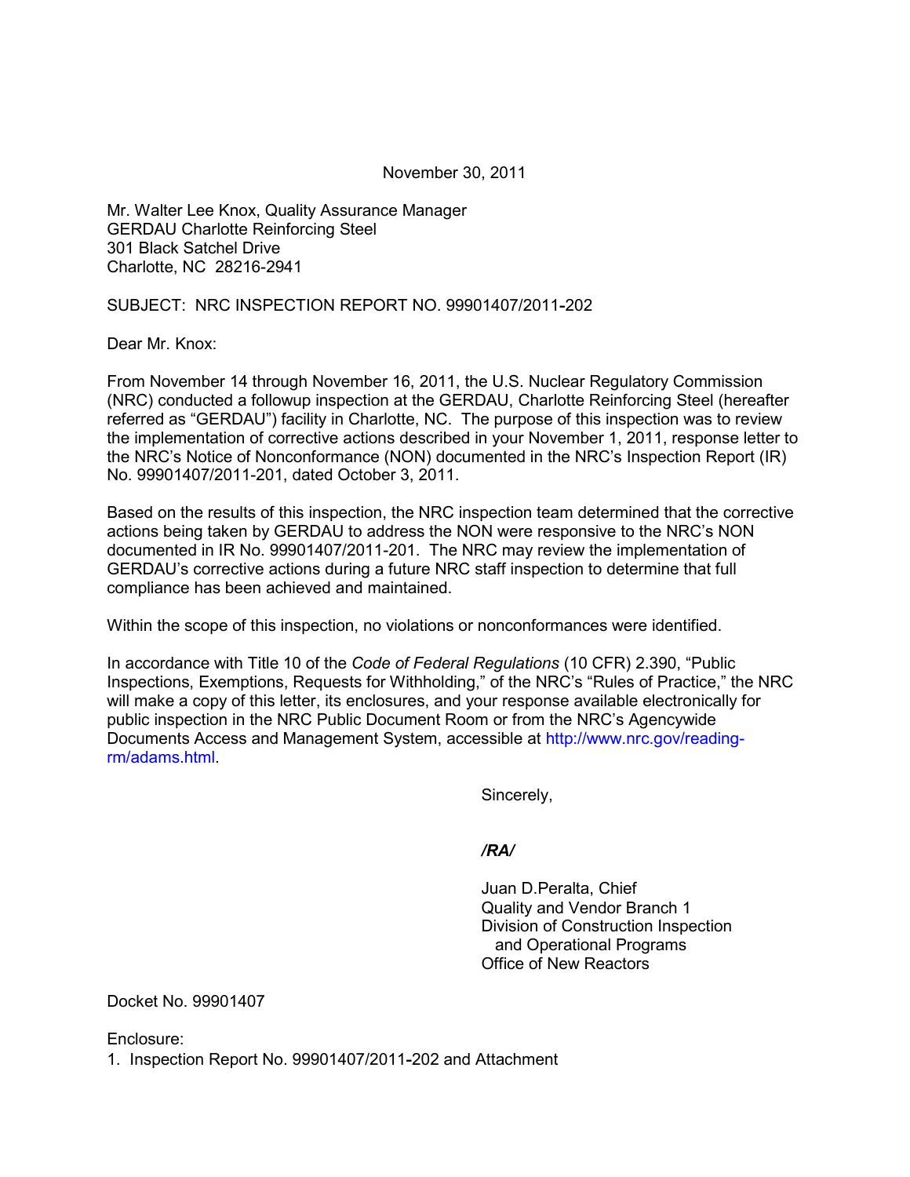November 30, 2011

Mr. Walter Lee Knox, Quality Assurance Manager
GERDAU Charlotte Reinforcing Steel
301 Black Satchel Drive
Charlotte, NC 28216-2941

SUBJECT: NRC INSPECTION REPORT NO. 99901407/2011-202

Dear Mr. Knox:

From November 14 through November 16, 2011, the U.S. Nuclear Regulatory Commission (NRC) conducted a followup inspection at the GERDAU, Charlotte Reinforcing Steel (hereafter referred as "GERDAU") facility in Charlotte, NC. The purpose of this inspection was to review the implementation of corrective actions described in your November 1, 2011, response letter to the NRC's Notice of Nonconformance (NON) documented in the NRC's Inspection Report (IR) No. 99901407/2011-201, dated October 3, 2011.

Based on the results of this inspection, the NRC inspection team determined that the corrective actions being taken by GERDAU to address the NON were responsive to the NRC's NON documented in IR No. 99901407/2011-201. The NRC may review the implementation of GERDAU's corrective actions during a future NRC staff inspection to determine that full compliance has been achieved and maintained.

Within the scope of this inspection, no violations or nonconformances were identified.

In accordance with Title 10 of the *Code of Federal Regulations* (10 CFR) 2.390, "Public Inspections, Exemptions, Requests for Withholding," of the NRC's "Rules of Practice," the NRC will make a copy of this letter, its enclosures, and your response available electronically for public inspection in the NRC Public Document Room or from the NRC's Agencywide Documents Access and Management System, accessible at http://www.nrc.gov/reading-rm/adams.html.

Sincerely,

***/RA/***

Juan D.Peralta, Chief
Quality and Vendor Branch 1
Division of Construction Inspection
and Operational Programs
Office of New Reactors

Docket No. 99901407

Enclosure:
1. Inspection Report No. 99901407/2011-202 and Attachment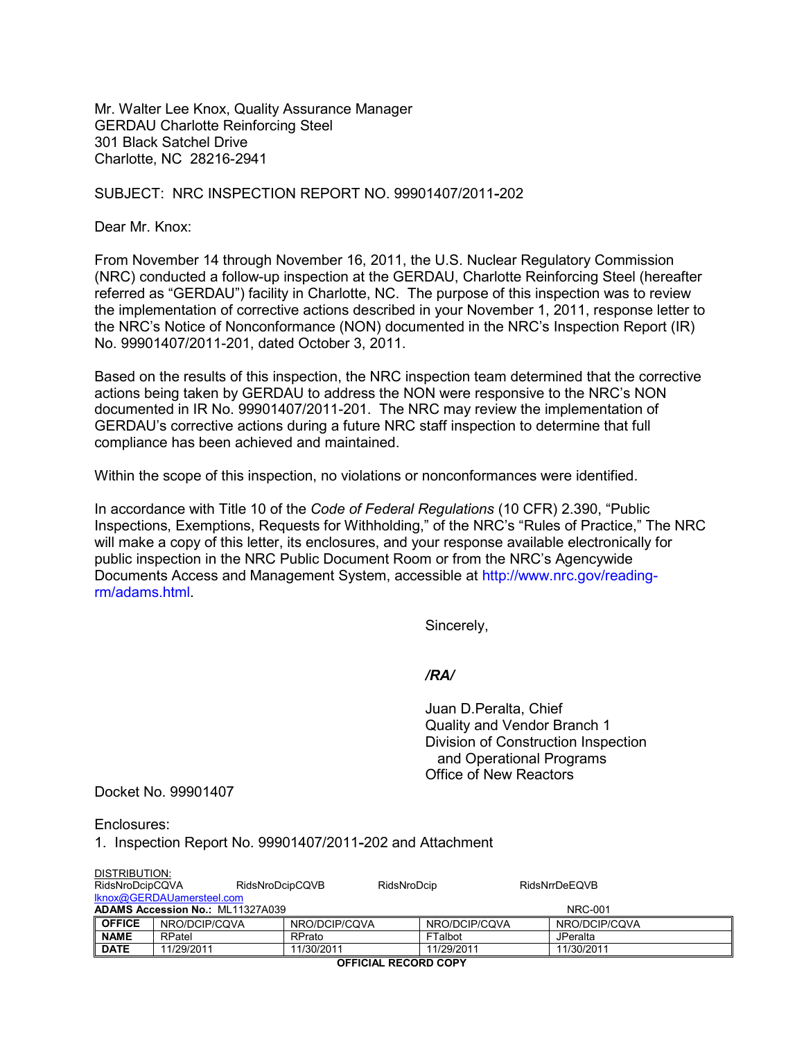Mr. Walter Lee Knox, Quality Assurance Manager
GERDAU Charlotte Reinforcing Steel
301 Black Satchel Drive
Charlotte, NC 28216-2941

SUBJECT: NRC INSPECTION REPORT NO. 99901407/2011-202

Dear Mr. Knox:

From November 14 through November 16, 2011, the U.S. Nuclear Regulatory Commission (NRC) conducted a follow-up inspection at the GERDAU, Charlotte Reinforcing Steel (hereafter referred as "GERDAU") facility in Charlotte, NC. The purpose of this inspection was to review the implementation of corrective actions described in your November 1, 2011, response letter to the NRC's Notice of Nonconformance (NON) documented in the NRC's Inspection Report (IR) No. 99901407/2011-201, dated October 3, 2011.

Based on the results of this inspection, the NRC inspection team determined that the corrective actions being taken by GERDAU to address the NON were responsive to the NRC's NON documented in IR No. 99901407/2011-201. The NRC may review the implementation of GERDAU's corrective actions during a future NRC staff inspection to determine that full compliance has been achieved and maintained.

Within the scope of this inspection, no violations or nonconformances were identified.

In accordance with Title 10 of the *Code of Federal Regulations* (10 CFR) 2.390, "Public Inspections, Exemptions, Requests for Withholding," of the NRC's "Rules of Practice," The NRC will make a copy of this letter, its enclosures, and your response available electronically for public inspection in the NRC Public Document Room or from the NRC's Agencywide Documents Access and Management System, accessible at http://www.nrc.gov/reading-rm/adams.html.

Sincerely,

*/RA/*

Juan D.Peralta, Chief
Quality and Vendor Branch 1
Division of Construction Inspection
and Operational Programs
Office of New Reactors

Docket No. 99901407

Enclosures:
1. Inspection Report No. 99901407/2011-202 and Attachment

DISTRIBUTION:
RidsNroDcipCQVA RidsNroDcipCQVB RidsNroDcip RidsNrrDeEQVB
lknox@GERDAUamersteel.com

**ADAMS Accession No.:** ML11327A039 NRC-001

| **OFFICE** | NRO/DCIP/CQVA | NRO/DCIP/CQVA | NRO/DCIP/CQVA | NRO/DCIP/CQVA |
|---|---|---|---|---|
| **NAME** | RPatel | RPrato | FTalbot | JPeralta |
| **DATE** | 11/29/2011 | 11/30/2011 | 11/29/2011 | 11/30/2011 |

**OFFICIAL RECORD COPY**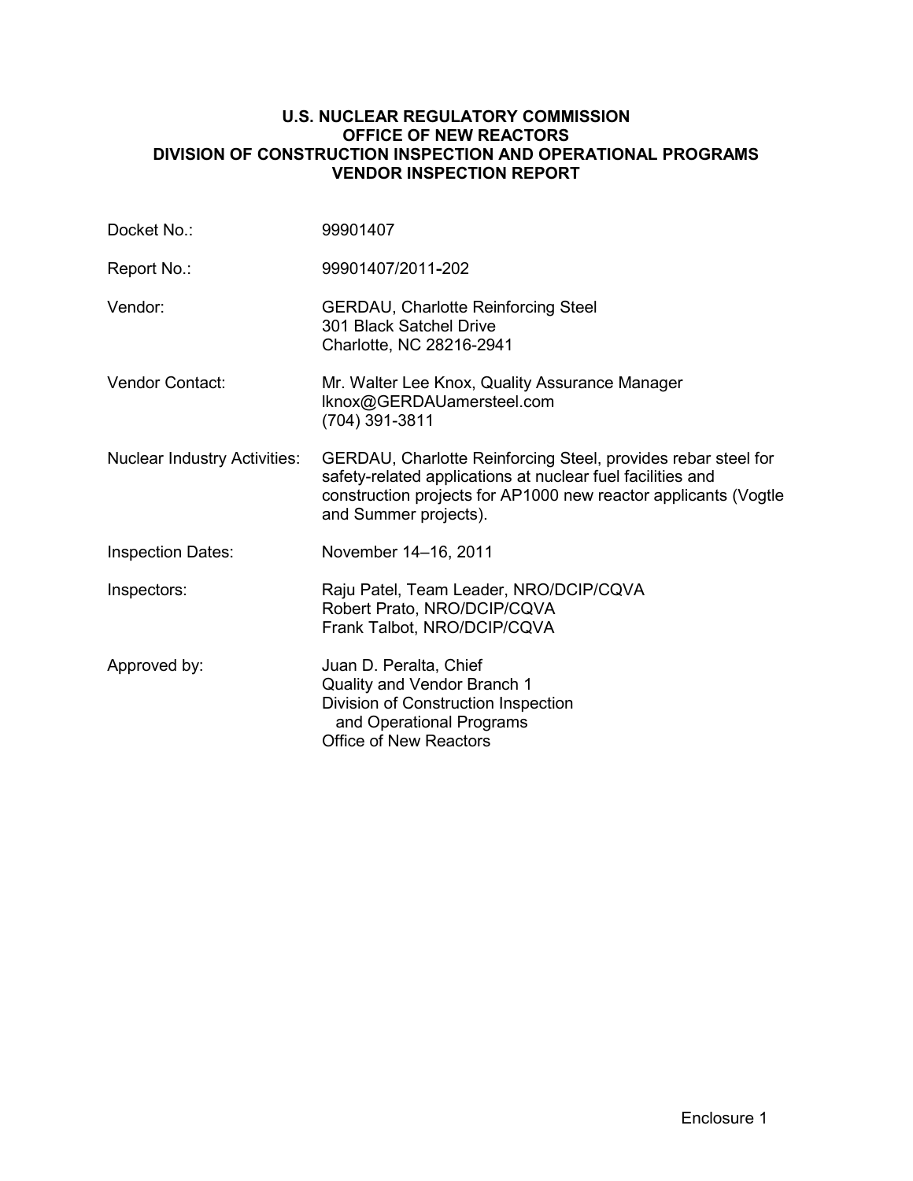**U.S. NUCLEAR REGULATORY COMMISSION**
**OFFICE OF NEW REACTORS**
**DIVISION OF CONSTRUCTION INSPECTION AND OPERATIONAL PROGRAMS**
**VENDOR INSPECTION REPORT**

| | |
|---|---|
| Docket No.: | 99901407 |
| Report No.: | 99901407/2011-202 |
| Vendor: | GERDAU, Charlotte Reinforcing Steel<br>301 Black Satchel Drive<br>Charlotte, NC 28216-2941 |
| Vendor Contact: | Mr. Walter Lee Knox, Quality Assurance Manager<br>lknox@GERDAUamersteel.com<br>(704) 391-3811 |
| Nuclear Industry Activities: | GERDAU, Charlotte Reinforcing Steel, provides rebar steel for safety-related applications at nuclear fuel facilities and construction projects for AP1000 new reactor applicants (Vogtle and Summer projects). |
| Inspection Dates: | November 14–16, 2011 |
| Inspectors: | Raju Patel, Team Leader, NRO/DCIP/CQVA<br>Robert Prato, NRO/DCIP/CQVA<br>Frank Talbot, NRO/DCIP/CQVA |
| Approved by: | Juan D. Peralta, Chief<br>Quality and Vendor Branch 1<br>Division of Construction Inspection and Operational Programs<br>Office of New Reactors |

Enclosure 1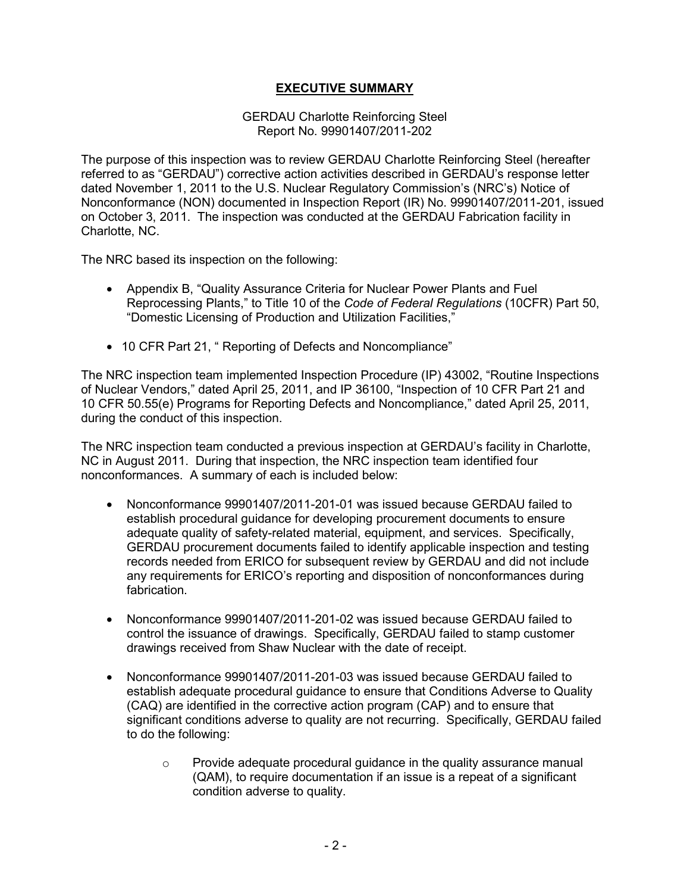## EXECUTIVE SUMMARY

GERDAU Charlotte Reinforcing Steel
Report No. 99901407/2011-202

The purpose of this inspection was to review GERDAU Charlotte Reinforcing Steel (hereafter referred to as "GERDAU") corrective action activities described in GERDAU's response letter dated November 1, 2011 to the U.S. Nuclear Regulatory Commission's (NRC's) Notice of Nonconformance (NON) documented in Inspection Report (IR) No. 99901407/2011-201, issued on October 3, 2011. The inspection was conducted at the GERDAU Fabrication facility in Charlotte, NC.

The NRC based its inspection on the following:

- Appendix B, "Quality Assurance Criteria for Nuclear Power Plants and Fuel Reprocessing Plants," to Title 10 of the *Code of Federal Regulations* (10CFR) Part 50, "Domestic Licensing of Production and Utilization Facilities,"
- 10 CFR Part 21, " Reporting of Defects and Noncompliance"

The NRC inspection team implemented Inspection Procedure (IP) 43002, "Routine Inspections of Nuclear Vendors," dated April 25, 2011, and IP 36100, "Inspection of 10 CFR Part 21 and 10 CFR 50.55(e) Programs for Reporting Defects and Noncompliance," dated April 25, 2011, during the conduct of this inspection.

The NRC inspection team conducted a previous inspection at GERDAU's facility in Charlotte, NC in August 2011. During that inspection, the NRC inspection team identified four nonconformances. A summary of each is included below:

- Nonconformance 99901407/2011-201-01 was issued because GERDAU failed to establish procedural guidance for developing procurement documents to ensure adequate quality of safety-related material, equipment, and services. Specifically, GERDAU procurement documents failed to identify applicable inspection and testing records needed from ERICO for subsequent review by GERDAU and did not include any requirements for ERICO's reporting and disposition of nonconformances during fabrication.
- Nonconformance 99901407/2011-201-02 was issued because GERDAU failed to control the issuance of drawings. Specifically, GERDAU failed to stamp customer drawings received from Shaw Nuclear with the date of receipt.
- Nonconformance 99901407/2011-201-03 was issued because GERDAU failed to establish adequate procedural guidance to ensure that Conditions Adverse to Quality (CAQ) are identified in the corrective action program (CAP) and to ensure that significant conditions adverse to quality are not recurring. Specifically, GERDAU failed to do the following:
    - Provide adequate procedural guidance in the quality assurance manual (QAM), to require documentation if an issue is a repeat of a significant condition adverse to quality.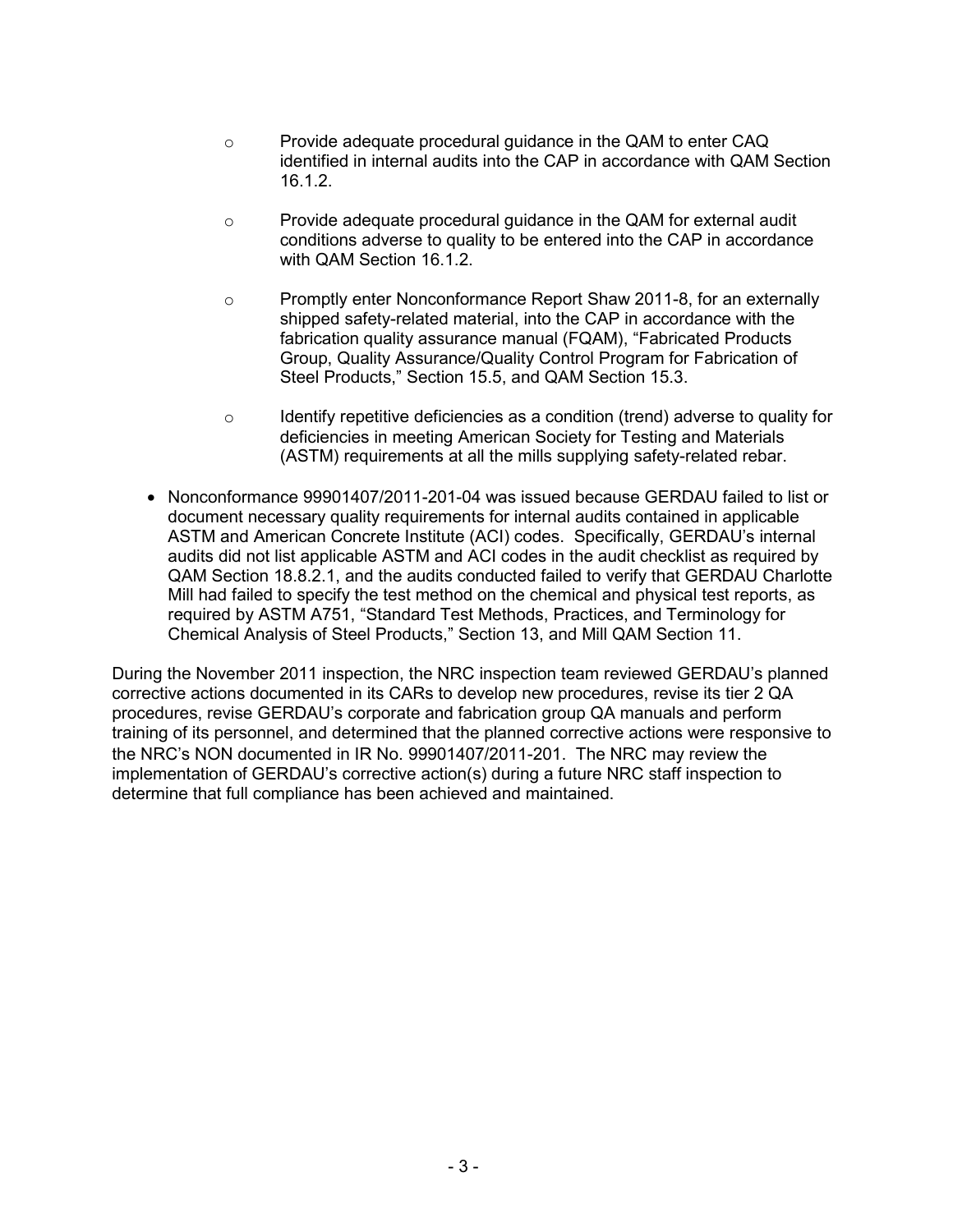- Provide adequate procedural guidance in the QAM to enter CAQ identified in internal audits into the CAP in accordance with QAM Section 16.1.2.

  - Provide adequate procedural guidance in the QAM for external audit conditions adverse to quality to be entered into the CAP in accordance with QAM Section 16.1.2.

  - Promptly enter Nonconformance Report Shaw 2011-8, for an externally shipped safety-related material, into the CAP in accordance with the fabrication quality assurance manual (FQAM), "Fabricated Products Group, Quality Assurance/Quality Control Program for Fabrication of Steel Products," Section 15.5, and QAM Section 15.3.

  - Identify repetitive deficiencies as a condition (trend) adverse to quality for deficiencies in meeting American Society for Testing and Materials (ASTM) requirements at all the mills supplying safety-related rebar.

- Nonconformance 99901407/2011-201-04 was issued because GERDAU failed to list or document necessary quality requirements for internal audits contained in applicable ASTM and American Concrete Institute (ACI) codes. Specifically, GERDAU's internal audits did not list applicable ASTM and ACI codes in the audit checklist as required by QAM Section 18.8.2.1, and the audits conducted failed to verify that GERDAU Charlotte Mill had failed to specify the test method on the chemical and physical test reports, as required by ASTM A751, "Standard Test Methods, Practices, and Terminology for Chemical Analysis of Steel Products," Section 13, and Mill QAM Section 11.

During the November 2011 inspection, the NRC inspection team reviewed GERDAU's planned corrective actions documented in its CARs to develop new procedures, revise its tier 2 QA procedures, revise GERDAU's corporate and fabrication group QA manuals and perform training of its personnel, and determined that the planned corrective actions were responsive to the NRC's NON documented in IR No. 99901407/2011-201. The NRC may review the implementation of GERDAU's corrective action(s) during a future NRC staff inspection to determine that full compliance has been achieved and maintained.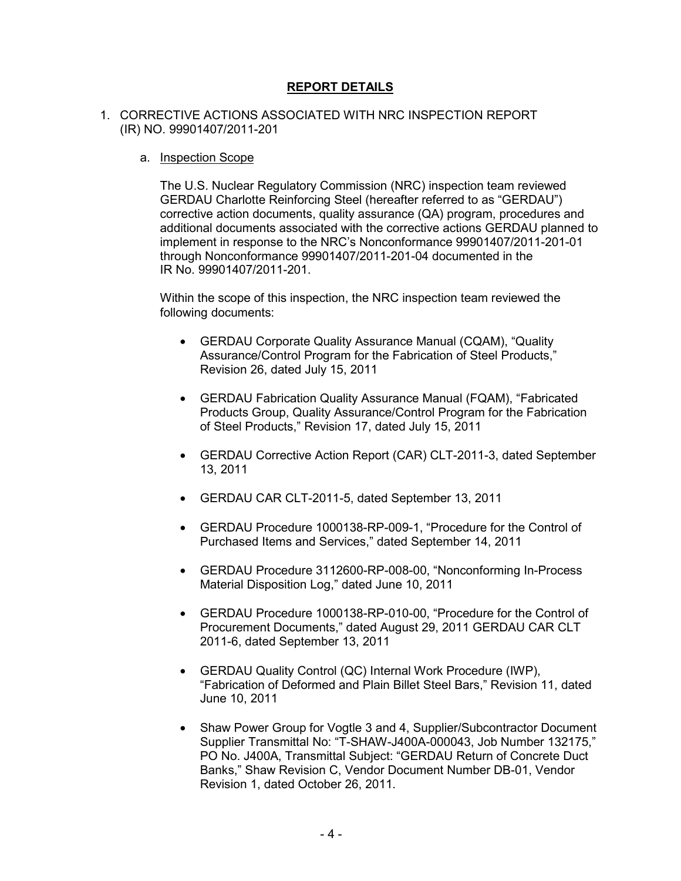# REPORT DETAILS

1. CORRECTIVE ACTIONS ASSOCIATED WITH NRC INSPECTION REPORT (IR) NO. 99901407/2011-201

   a. Inspection Scope

   The U.S. Nuclear Regulatory Commission (NRC) inspection team reviewed GERDAU Charlotte Reinforcing Steel (hereafter referred to as "GERDAU") corrective action documents, quality assurance (QA) program, procedures and additional documents associated with the corrective actions GERDAU planned to implement in response to the NRC's Nonconformance 99901407/2011-201-01 through Nonconformance 99901407/2011-201-04 documented in the IR No. 99901407/2011-201.

   Within the scope of this inspection, the NRC inspection team reviewed the following documents:

   - GERDAU Corporate Quality Assurance Manual (CQAM), "Quality Assurance/Control Program for the Fabrication of Steel Products," Revision 26, dated July 15, 2011
   - GERDAU Fabrication Quality Assurance Manual (FQAM), "Fabricated Products Group, Quality Assurance/Control Program for the Fabrication of Steel Products," Revision 17, dated July 15, 2011
   - GERDAU Corrective Action Report (CAR) CLT-2011-3, dated September 13, 2011
   - GERDAU CAR CLT-2011-5, dated September 13, 2011
   - GERDAU Procedure 1000138-RP-009-1, "Procedure for the Control of Purchased Items and Services," dated September 14, 2011
   - GERDAU Procedure 3112600-RP-008-00, "Nonconforming In-Process Material Disposition Log," dated June 10, 2011
   - GERDAU Procedure 1000138-RP-010-00, "Procedure for the Control of Procurement Documents," dated August 29, 2011 GERDAU CAR CLT 2011-6, dated September 13, 2011
   - GERDAU Quality Control (QC) Internal Work Procedure (IWP), "Fabrication of Deformed and Plain Billet Steel Bars," Revision 11, dated June 10, 2011
   - Shaw Power Group for Vogtle 3 and 4, Supplier/Subcontractor Document Supplier Transmittal No: "T-SHAW-J400A-000043, Job Number 132175," PO No. J400A, Transmittal Subject: "GERDAU Return of Concrete Duct Banks," Shaw Revision C, Vendor Document Number DB-01, Vendor Revision 1, dated October 26, 2011.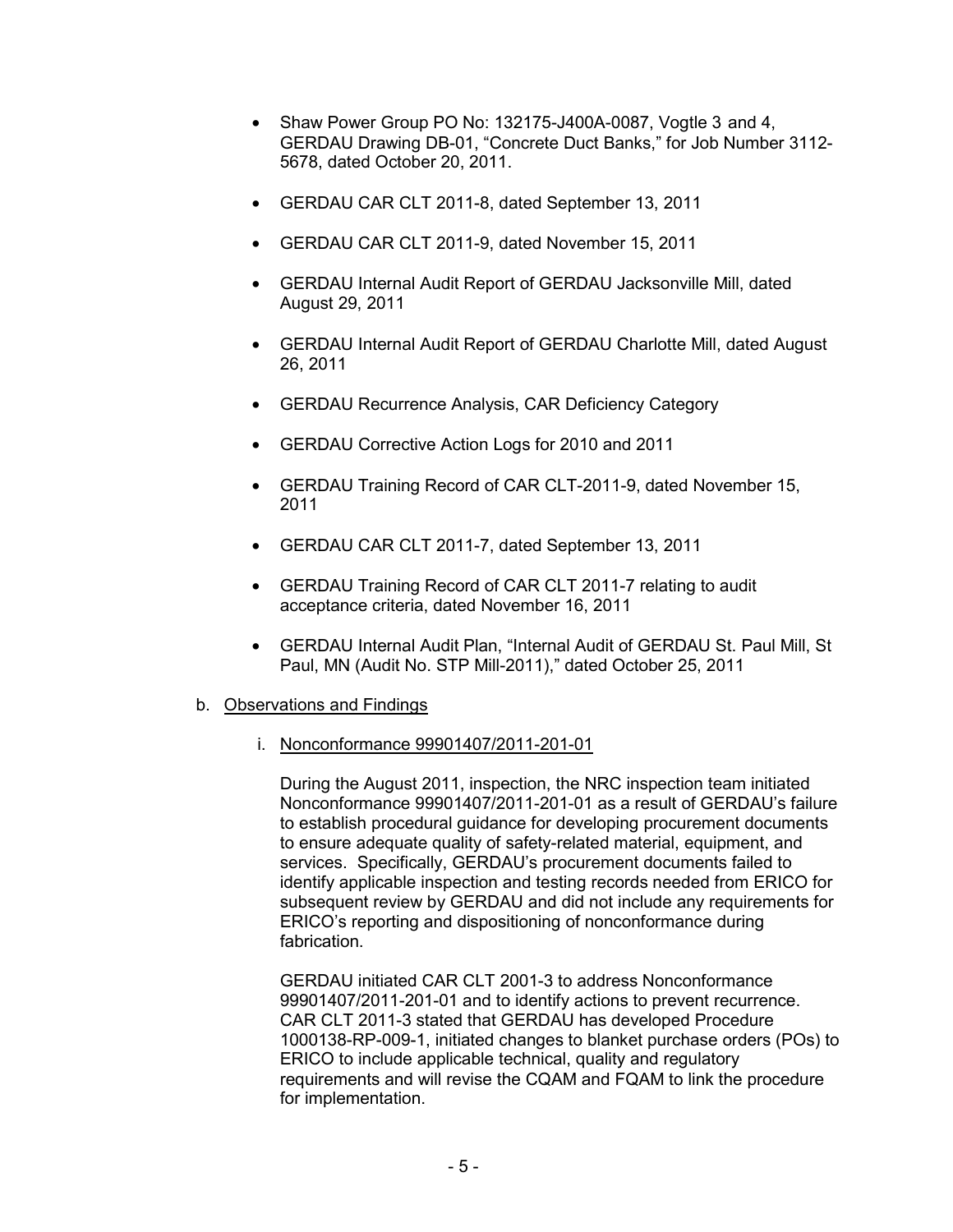- Shaw Power Group PO No: 132175-J400A-0087, Vogtle 3 and 4, GERDAU Drawing DB-01, "Concrete Duct Banks," for Job Number 3112-5678, dated October 20, 2011.

- GERDAU CAR CLT 2011-8, dated September 13, 2011

- GERDAU CAR CLT 2011-9, dated November 15, 2011

- GERDAU Internal Audit Report of GERDAU Jacksonville Mill, dated August 29, 2011

- GERDAU Internal Audit Report of GERDAU Charlotte Mill, dated August 26, 2011

- GERDAU Recurrence Analysis, CAR Deficiency Category

- GERDAU Corrective Action Logs for 2010 and 2011

- GERDAU Training Record of CAR CLT-2011-9, dated November 15, 2011

- GERDAU CAR CLT 2011-7, dated September 13, 2011

- GERDAU Training Record of CAR CLT 2011-7 relating to audit acceptance criteria, dated November 16, 2011

- GERDAU Internal Audit Plan, "Internal Audit of GERDAU St. Paul Mill, St Paul, MN (Audit No. STP Mill-2011)," dated October 25, 2011

b. Observations and Findings

i. Nonconformance 99901407/2011-201-01

During the August 2011, inspection, the NRC inspection team initiated Nonconformance 99901407/2011-201-01 as a result of GERDAU's failure to establish procedural guidance for developing procurement documents to ensure adequate quality of safety-related material, equipment, and services. Specifically, GERDAU's procurement documents failed to identify applicable inspection and testing records needed from ERICO for subsequent review by GERDAU and did not include any requirements for ERICO's reporting and dispositioning of nonconformance during fabrication.

GERDAU initiated CAR CLT 2001-3 to address Nonconformance 99901407/2011-201-01 and to identify actions to prevent recurrence. CAR CLT 2011-3 stated that GERDAU has developed Procedure 1000138-RP-009-1, initiated changes to blanket purchase orders (POs) to ERICO to include applicable technical, quality and regulatory requirements and will revise the CQAM and FQAM to link the procedure for implementation.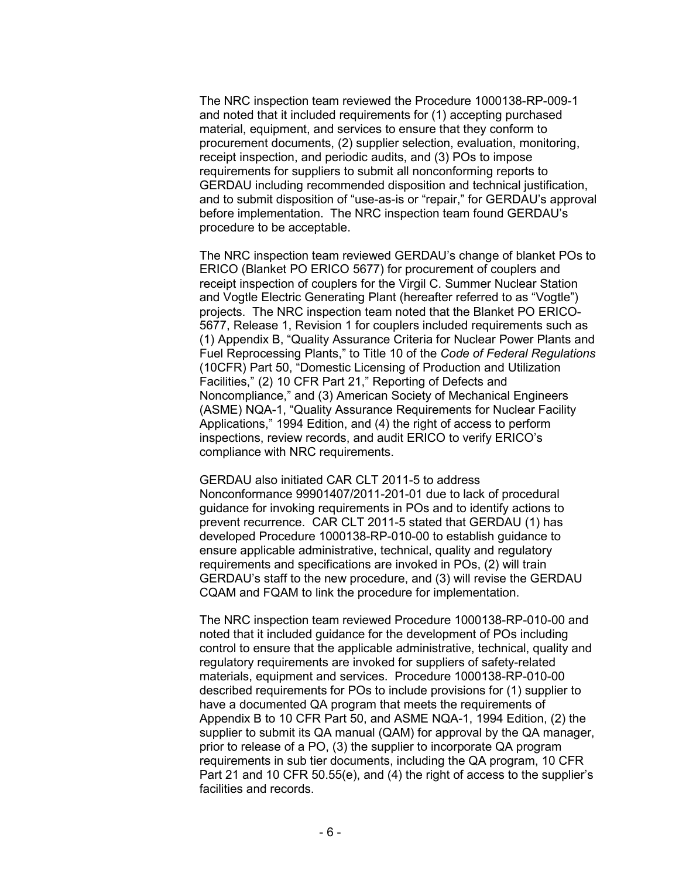The NRC inspection team reviewed the Procedure 1000138-RP-009-1 and noted that it included requirements for (1) accepting purchased material, equipment, and services to ensure that they conform to procurement documents, (2) supplier selection, evaluation, monitoring, receipt inspection, and periodic audits, and (3) POs to impose requirements for suppliers to submit all nonconforming reports to GERDAU including recommended disposition and technical justification, and to submit disposition of "use-as-is or "repair," for GERDAU's approval before implementation. The NRC inspection team found GERDAU's procedure to be acceptable.

The NRC inspection team reviewed GERDAU's change of blanket POs to ERICO (Blanket PO ERICO 5677) for procurement of couplers and receipt inspection of couplers for the Virgil C. Summer Nuclear Station and Vogtle Electric Generating Plant (hereafter referred to as "Vogtle") projects. The NRC inspection team noted that the Blanket PO ERICO-5677, Release 1, Revision 1 for couplers included requirements such as (1) Appendix B, "Quality Assurance Criteria for Nuclear Power Plants and Fuel Reprocessing Plants," to Title 10 of the *Code of Federal Regulations* (10CFR) Part 50, "Domestic Licensing of Production and Utilization Facilities," (2) 10 CFR Part 21," Reporting of Defects and Noncompliance," and (3) American Society of Mechanical Engineers (ASME) NQA-1, "Quality Assurance Requirements for Nuclear Facility Applications," 1994 Edition, and (4) the right of access to perform inspections, review records, and audit ERICO to verify ERICO's compliance with NRC requirements.

GERDAU also initiated CAR CLT 2011-5 to address Nonconformance 99901407/2011-201-01 due to lack of procedural guidance for invoking requirements in POs and to identify actions to prevent recurrence. CAR CLT 2011-5 stated that GERDAU (1) has developed Procedure 1000138-RP-010-00 to establish guidance to ensure applicable administrative, technical, quality and regulatory requirements and specifications are invoked in POs, (2) will train GERDAU's staff to the new procedure, and (3) will revise the GERDAU CQAM and FQAM to link the procedure for implementation.

The NRC inspection team reviewed Procedure 1000138-RP-010-00 and noted that it included guidance for the development of POs including control to ensure that the applicable administrative, technical, quality and regulatory requirements are invoked for suppliers of safety-related materials, equipment and services. Procedure 1000138-RP-010-00 described requirements for POs to include provisions for (1) supplier to have a documented QA program that meets the requirements of Appendix B to 10 CFR Part 50, and ASME NQA-1, 1994 Edition, (2) the supplier to submit its QA manual (QAM) for approval by the QA manager, prior to release of a PO, (3) the supplier to incorporate QA program requirements in sub tier documents, including the QA program, 10 CFR Part 21 and 10 CFR 50.55(e), and (4) the right of access to the supplier's facilities and records.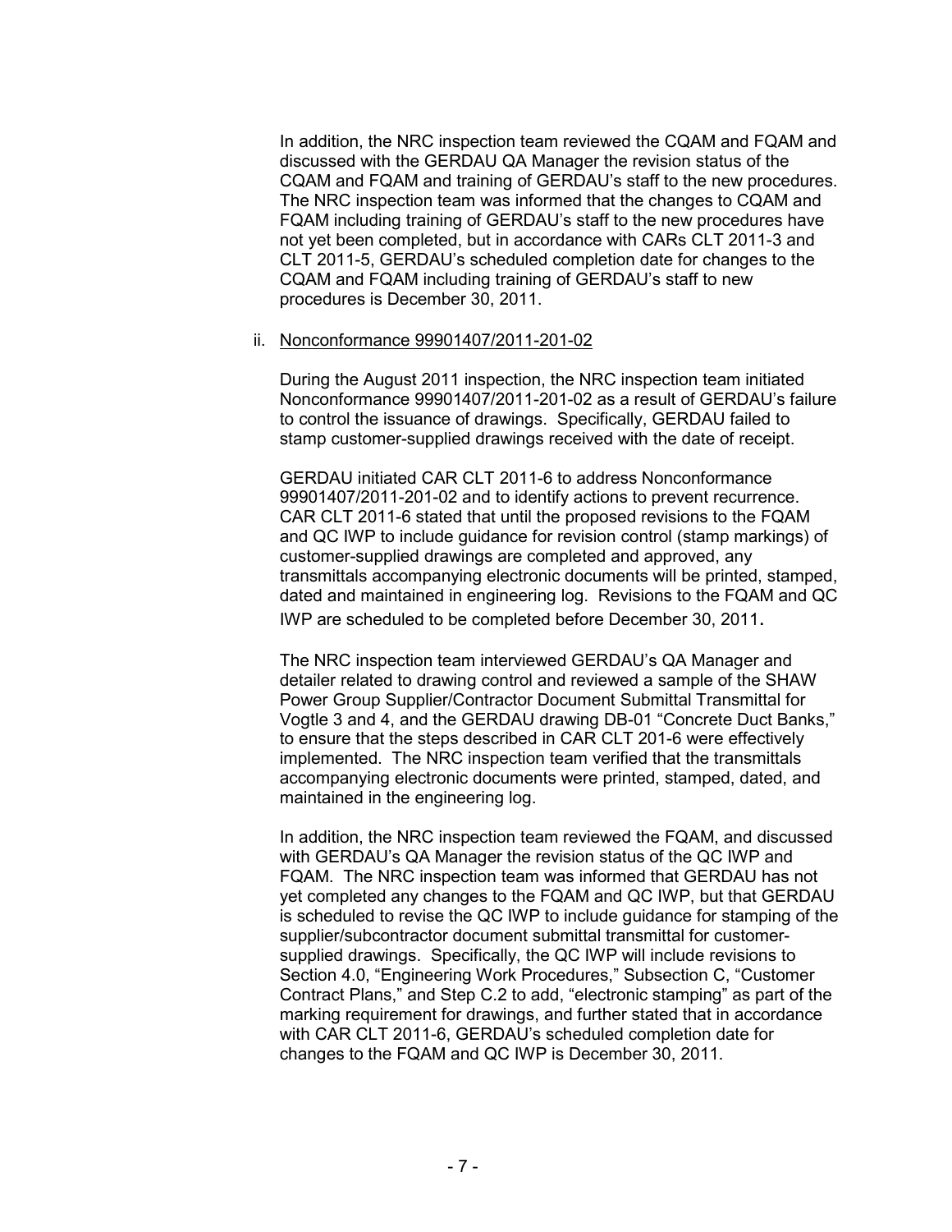In addition, the NRC inspection team reviewed the CQAM and FQAM and discussed with the GERDAU QA Manager the revision status of the CQAM and FQAM and training of GERDAU's staff to the new procedures. The NRC inspection team was informed that the changes to CQAM and FQAM including training of GERDAU's staff to the new procedures have not yet been completed, but in accordance with CARs CLT 2011-3 and CLT 2011-5, GERDAU's scheduled completion date for changes to the CQAM and FQAM including training of GERDAU's staff to new procedures is December 30, 2011.

ii. Nonconformance 99901407/2011-201-02

During the August 2011 inspection, the NRC inspection team initiated Nonconformance 99901407/2011-201-02 as a result of GERDAU's failure to control the issuance of drawings. Specifically, GERDAU failed to stamp customer-supplied drawings received with the date of receipt.

GERDAU initiated CAR CLT 2011-6 to address Nonconformance 99901407/2011-201-02 and to identify actions to prevent recurrence. CAR CLT 2011-6 stated that until the proposed revisions to the FQAM and QC IWP to include guidance for revision control (stamp markings) of customer-supplied drawings are completed and approved, any transmittals accompanying electronic documents will be printed, stamped, dated and maintained in engineering log. Revisions to the FQAM and QC IWP are scheduled to be completed before December 30, 2011.

The NRC inspection team interviewed GERDAU's QA Manager and detailer related to drawing control and reviewed a sample of the SHAW Power Group Supplier/Contractor Document Submittal Transmittal for Vogtle 3 and 4, and the GERDAU drawing DB-01 "Concrete Duct Banks," to ensure that the steps described in CAR CLT 201-6 were effectively implemented. The NRC inspection team verified that the transmittals accompanying electronic documents were printed, stamped, dated, and maintained in the engineering log.

In addition, the NRC inspection team reviewed the FQAM, and discussed with GERDAU's QA Manager the revision status of the QC IWP and FQAM. The NRC inspection team was informed that GERDAU has not yet completed any changes to the FQAM and QC IWP, but that GERDAU is scheduled to revise the QC IWP to include guidance for stamping of the supplier/subcontractor document submittal transmittal for customer-supplied drawings. Specifically, the QC IWP will include revisions to Section 4.0, "Engineering Work Procedures," Subsection C, "Customer Contract Plans," and Step C.2 to add, "electronic stamping" as part of the marking requirement for drawings, and further stated that in accordance with CAR CLT 2011-6, GERDAU's scheduled completion date for changes to the FQAM and QC IWP is December 30, 2011.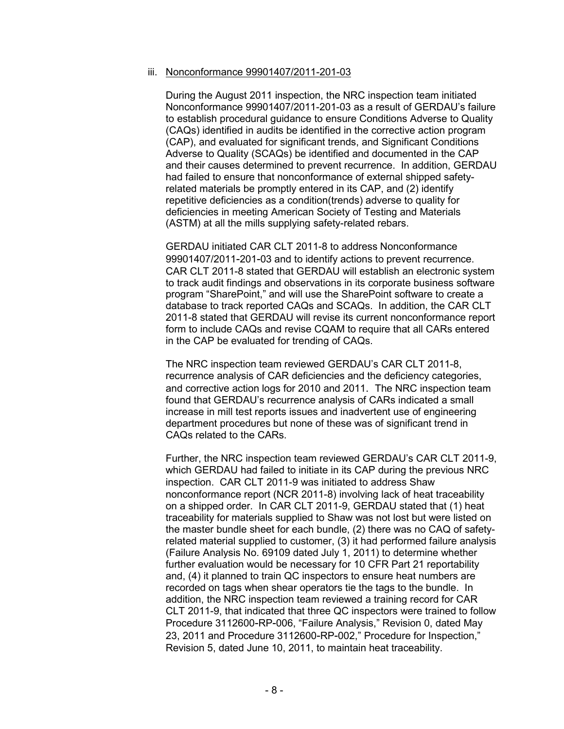iii. Nonconformance 99901407/2011-201-03

During the August 2011 inspection, the NRC inspection team initiated Nonconformance 99901407/2011-201-03 as a result of GERDAU's failure to establish procedural guidance to ensure Conditions Adverse to Quality (CAQs) identified in audits be identified in the corrective action program (CAP), and evaluated for significant trends, and Significant Conditions Adverse to Quality (SCAQs) be identified and documented in the CAP and their causes determined to prevent recurrence. In addition, GERDAU had failed to ensure that nonconformance of external shipped safety-related materials be promptly entered in its CAP, and (2) identify repetitive deficiencies as a condition(trends) adverse to quality for deficiencies in meeting American Society of Testing and Materials (ASTM) at all the mills supplying safety-related rebars.

GERDAU initiated CAR CLT 2011-8 to address Nonconformance 99901407/2011-201-03 and to identify actions to prevent recurrence. CAR CLT 2011-8 stated that GERDAU will establish an electronic system to track audit findings and observations in its corporate business software program "SharePoint," and will use the SharePoint software to create a database to track reported CAQs and SCAQs. In addition, the CAR CLT 2011-8 stated that GERDAU will revise its current nonconformance report form to include CAQs and revise CQAM to require that all CARs entered in the CAP be evaluated for trending of CAQs.

The NRC inspection team reviewed GERDAU's CAR CLT 2011-8, recurrence analysis of CAR deficiencies and the deficiency categories, and corrective action logs for 2010 and 2011. The NRC inspection team found that GERDAU's recurrence analysis of CARs indicated a small increase in mill test reports issues and inadvertent use of engineering department procedures but none of these was of significant trend in CAQs related to the CARs.

Further, the NRC inspection team reviewed GERDAU's CAR CLT 2011-9, which GERDAU had failed to initiate in its CAP during the previous NRC inspection. CAR CLT 2011-9 was initiated to address Shaw nonconformance report (NCR 2011-8) involving lack of heat traceability on a shipped order. In CAR CLT 2011-9, GERDAU stated that (1) heat traceability for materials supplied to Shaw was not lost but were listed on the master bundle sheet for each bundle, (2) there was no CAQ of safety-related material supplied to customer, (3) it had performed failure analysis (Failure Analysis No. 69109 dated July 1, 2011) to determine whether further evaluation would be necessary for 10 CFR Part 21 reportability and, (4) it planned to train QC inspectors to ensure heat numbers are recorded on tags when shear operators tie the tags to the bundle. In addition, the NRC inspection team reviewed a training record for CAR CLT 2011-9, that indicated that three QC inspectors were trained to follow Procedure 3112600-RP-006, "Failure Analysis," Revision 0, dated May 23, 2011 and Procedure 3112600-RP-002," Procedure for Inspection," Revision 5, dated June 10, 2011, to maintain heat traceability.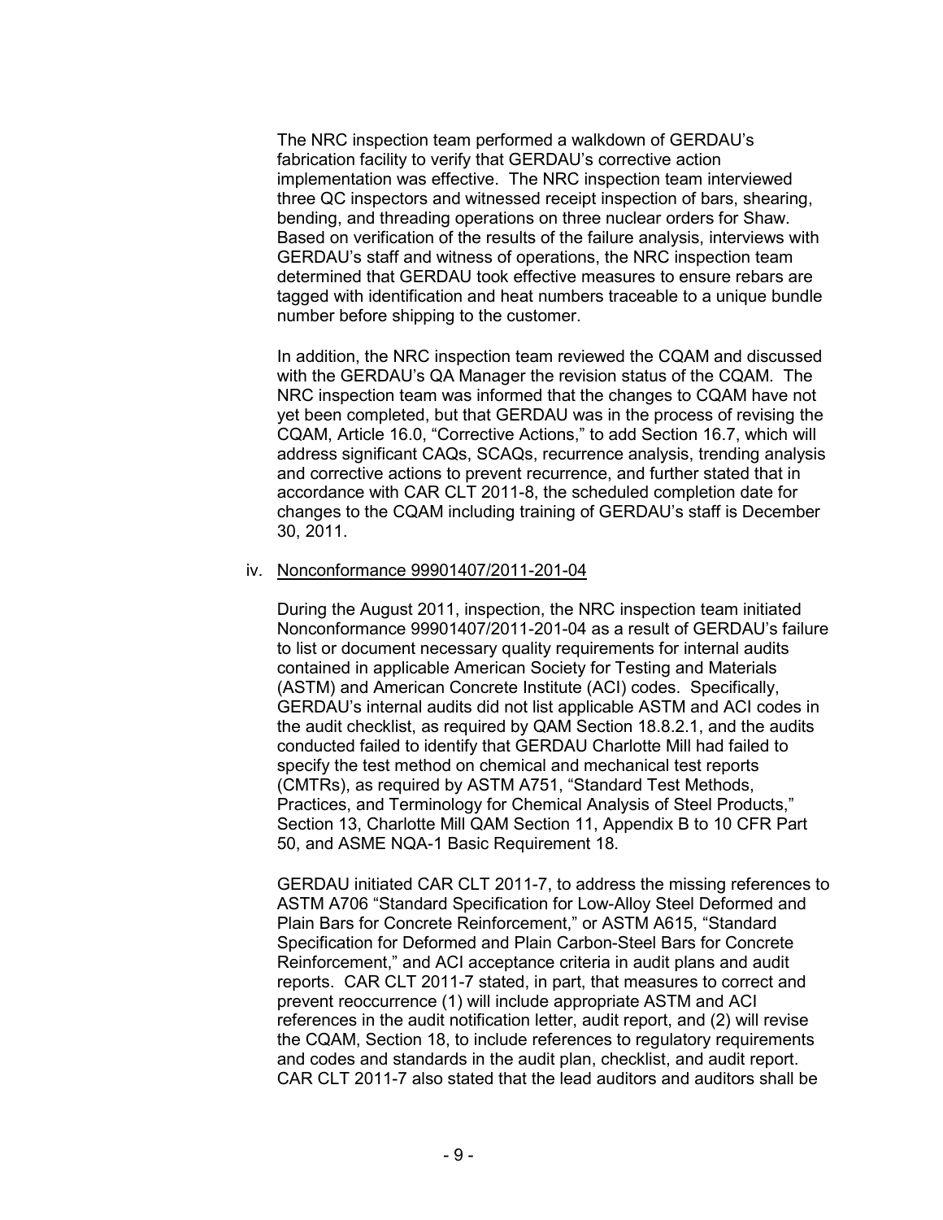The NRC inspection team performed a walkdown of GERDAU's fabrication facility to verify that GERDAU's corrective action implementation was effective. The NRC inspection team interviewed three QC inspectors and witnessed receipt inspection of bars, shearing, bending, and threading operations on three nuclear orders for Shaw. Based on verification of the results of the failure analysis, interviews with GERDAU's staff and witness of operations, the NRC inspection team determined that GERDAU took effective measures to ensure rebars are tagged with identification and heat numbers traceable to a unique bundle number before shipping to the customer.

In addition, the NRC inspection team reviewed the CQAM and discussed with the GERDAU's QA Manager the revision status of the CQAM. The NRC inspection team was informed that the changes to CQAM have not yet been completed, but that GERDAU was in the process of revising the CQAM, Article 16.0, "Corrective Actions," to add Section 16.7, which will address significant CAQs, SCAQs, recurrence analysis, trending analysis and corrective actions to prevent recurrence, and further stated that in accordance with CAR CLT 2011-8, the scheduled completion date for changes to the CQAM including training of GERDAU's staff is December 30, 2011.

iv. Nonconformance 99901407/2011-201-04

During the August 2011, inspection, the NRC inspection team initiated Nonconformance 99901407/2011-201-04 as a result of GERDAU's failure to list or document necessary quality requirements for internal audits contained in applicable American Society for Testing and Materials (ASTM) and American Concrete Institute (ACI) codes. Specifically, GERDAU's internal audits did not list applicable ASTM and ACI codes in the audit checklist, as required by QAM Section 18.8.2.1, and the audits conducted failed to identify that GERDAU Charlotte Mill had failed to specify the test method on chemical and mechanical test reports (CMTRs), as required by ASTM A751, "Standard Test Methods, Practices, and Terminology for Chemical Analysis of Steel Products," Section 13, Charlotte Mill QAM Section 11, Appendix B to 10 CFR Part 50, and ASME NQA-1 Basic Requirement 18.

GERDAU initiated CAR CLT 2011-7, to address the missing references to ASTM A706 "Standard Specification for Low-Alloy Steel Deformed and Plain Bars for Concrete Reinforcement," or ASTM A615, "Standard Specification for Deformed and Plain Carbon-Steel Bars for Concrete Reinforcement," and ACI acceptance criteria in audit plans and audit reports. CAR CLT 2011-7 stated, in part, that measures to correct and prevent reoccurrence (1) will include appropriate ASTM and ACI references in the audit notification letter, audit report, and (2) will revise the CQAM, Section 18, to include references to regulatory requirements and codes and standards in the audit plan, checklist, and audit report. CAR CLT 2011-7 also stated that the lead auditors and auditors shall be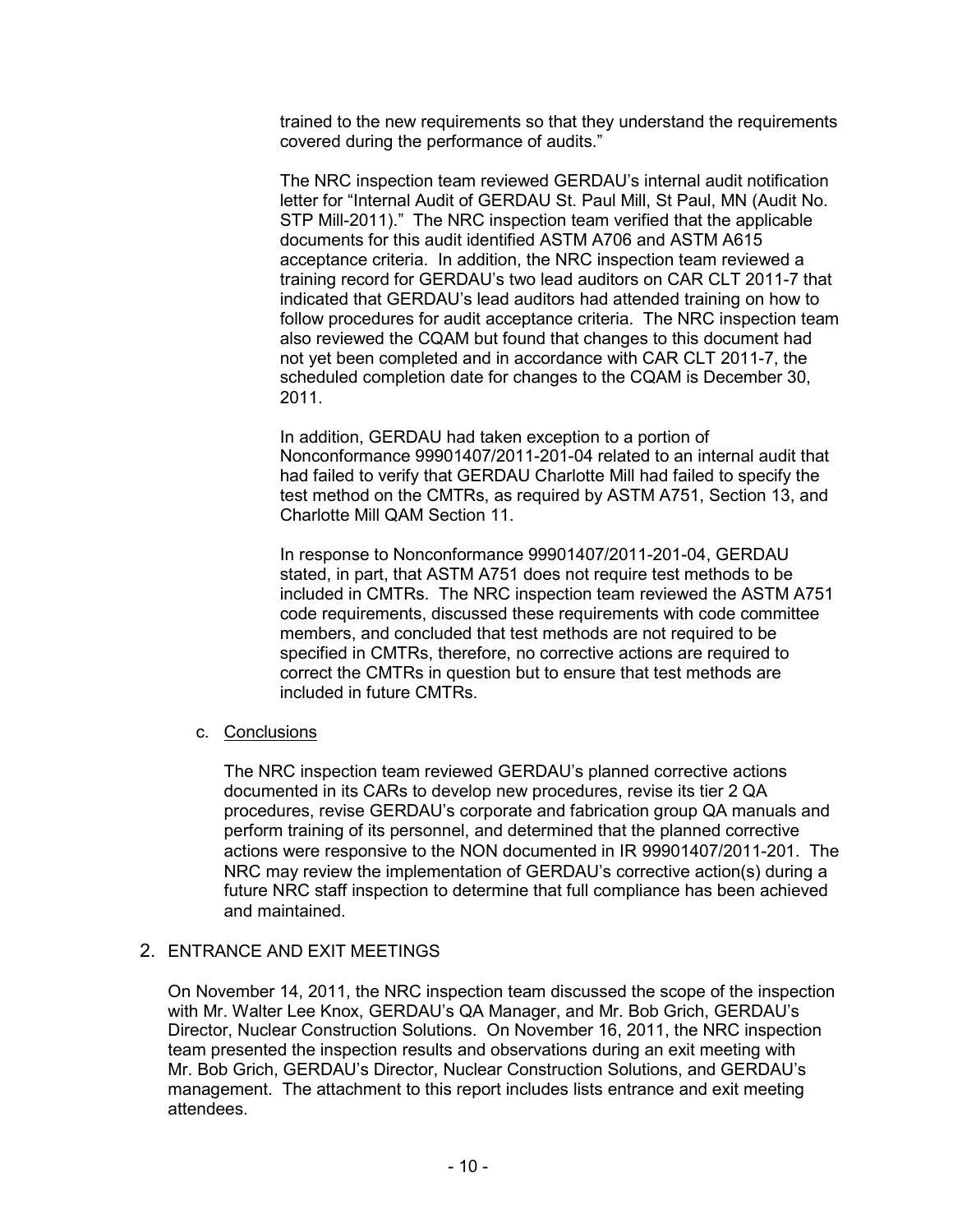trained to the new requirements so that they understand the requirements covered during the performance of audits."

The NRC inspection team reviewed GERDAU's internal audit notification letter for "Internal Audit of GERDAU St. Paul Mill, St Paul, MN (Audit No. STP Mill-2011)." The NRC inspection team verified that the applicable documents for this audit identified ASTM A706 and ASTM A615 acceptance criteria. In addition, the NRC inspection team reviewed a training record for GERDAU's two lead auditors on CAR CLT 2011-7 that indicated that GERDAU's lead auditors had attended training on how to follow procedures for audit acceptance criteria. The NRC inspection team also reviewed the CQAM but found that changes to this document had not yet been completed and in accordance with CAR CLT 2011-7, the scheduled completion date for changes to the CQAM is December 30, 2011.

In addition, GERDAU had taken exception to a portion of Nonconformance 99901407/2011-201-04 related to an internal audit that had failed to verify that GERDAU Charlotte Mill had failed to specify the test method on the CMTRs, as required by ASTM A751, Section 13, and Charlotte Mill QAM Section 11.

In response to Nonconformance 99901407/2011-201-04, GERDAU stated, in part, that ASTM A751 does not require test methods to be included in CMTRs. The NRC inspection team reviewed the ASTM A751 code requirements, discussed these requirements with code committee members, and concluded that test methods are not required to be specified in CMTRs, therefore, no corrective actions are required to correct the CMTRs in question but to ensure that test methods are included in future CMTRs.

c. Conclusions

The NRC inspection team reviewed GERDAU's planned corrective actions documented in its CARs to develop new procedures, revise its tier 2 QA procedures, revise GERDAU's corporate and fabrication group QA manuals and perform training of its personnel, and determined that the planned corrective actions were responsive to the NON documented in IR 99901407/2011-201. The NRC may review the implementation of GERDAU's corrective action(s) during a future NRC staff inspection to determine that full compliance has been achieved and maintained.

## 2. ENTRANCE AND EXIT MEETINGS

On November 14, 2011, the NRC inspection team discussed the scope of the inspection with Mr. Walter Lee Knox, GERDAU's QA Manager, and Mr. Bob Grich, GERDAU's Director, Nuclear Construction Solutions. On November 16, 2011, the NRC inspection team presented the inspection results and observations during an exit meeting with Mr. Bob Grich, GERDAU's Director, Nuclear Construction Solutions, and GERDAU's management. The attachment to this report includes lists entrance and exit meeting attendees.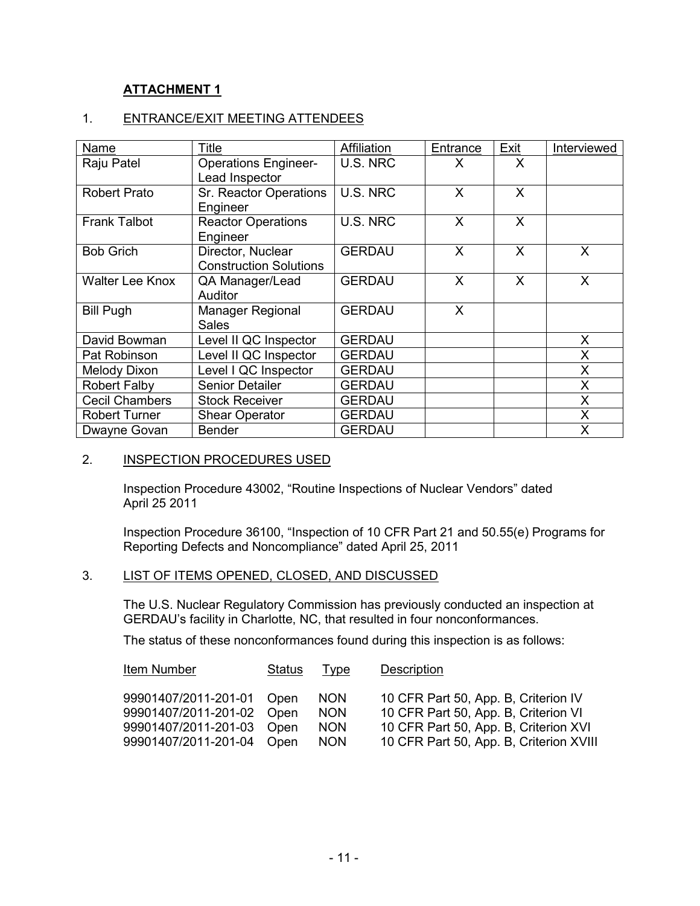**ATTACHMENT 1**

1. ENTRANCE/EXIT MEETING ATTENDEES

| Name | Title | Affiliation | Entrance | Exit | Interviewed |
|---|---|---|---|---|---|
| Raju Patel | Operations Engineer-Lead Inspector | U.S. NRC | X | X | |
| Robert Prato | Sr. Reactor Operations Engineer | U.S. NRC | X | X | |
| Frank Talbot | Reactor Operations Engineer | U.S. NRC | X | X | |
| Bob Grich | Director, Nuclear Construction Solutions | GERDAU | X | X | X |
| Walter Lee Knox | QA Manager/Lead Auditor | GERDAU | X | X | X |
| Bill Pugh | Manager Regional Sales | GERDAU | X | | |
| David Bowman | Level II QC Inspector | GERDAU | | | X |
| Pat Robinson | Level II QC Inspector | GERDAU | | | X |
| Melody Dixon | Level I QC Inspector | GERDAU | | | X |
| Robert Falby | Senior Detailer | GERDAU | | | X |
| Cecil Chambers | Stock Receiver | GERDAU | | | X |
| Robert Turner | Shear Operator | GERDAU | | | X |
| Dwayne Govan | Bender | GERDAU | | | X |

2. INSPECTION PROCEDURES USED

Inspection Procedure 43002, "Routine Inspections of Nuclear Vendors" dated April 25 2011

Inspection Procedure 36100, "Inspection of 10 CFR Part 21 and 50.55(e) Programs for Reporting Defects and Noncompliance" dated April 25, 2011

3. LIST OF ITEMS OPENED, CLOSED, AND DISCUSSED

The U.S. Nuclear Regulatory Commission has previously conducted an inspection at GERDAU's facility in Charlotte, NC, that resulted in four nonconformances.

The status of these nonconformances found during this inspection is as follows:

| Item Number | Status | Type | Description |
|---|---|---|---|
| 99901407/2011-201-01 | Open | NON | 10 CFR Part 50, App. B, Criterion IV |
| 99901407/2011-201-02 | Open | NON | 10 CFR Part 50, App. B, Criterion VI |
| 99901407/2011-201-03 | Open | NON | 10 CFR Part 50, App. B, Criterion XVI |
| 99901407/2011-201-04 | Open | NON | 10 CFR Part 50, App. B, Criterion XVIII |